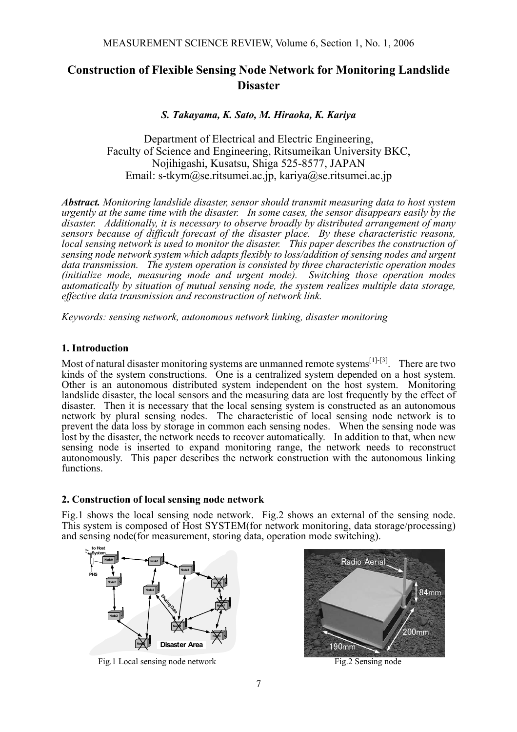# Construction of Flexible Sensing Node Network for Monitoring Landslide Disaster

***S. Takayama, K. Sato, M. Hiraoka, K. Kariya***

Department of Electrical and Electric Engineering,
Faculty of Science and Engineering, Ritsumeikan University BKC,
Nojihigashi, Kusatsu, Shiga 525-8577, JAPAN
Email: s-tkym@se.ritsumei.ac.jp, kariya@se.ritsumei.ac.jp

***Abstract.*** *Monitoring landslide disaster, sensor should transmit measuring data to host system urgently at the same time with the disaster. In some cases, the sensor disappears easily by the disaster. Additionally, it is necessary to observe broadly by distributed arrangement of many sensors because of difficult forecast of the disaster place. By these characteristic reasons, local sensing network is used to monitor the disaster. This paper describes the construction of sensing node network system which adapts flexibly to loss/addition of sensing nodes and urgent data transmission. The system operation is consisted by three characteristic operation modes (initialize mode, measuring mode and urgent mode). Switching those operation modes automatically by situation of mutual sensing node, the system realizes multiple data storage, effective data transmission and reconstruction of network link.*

*Keywords: sensing network, autonomous network linking, disaster monitoring*

## 1. Introduction

Most of natural disaster monitoring systems are unmanned remote systems[1]-[3]. There are two kinds of the system constructions. One is a centralized system depended on a host system. Other is an autonomous distributed system independent on the host system. Monitoring landslide disaster, the local sensors and the measuring data are lost frequently by the effect of disaster. Then it is necessary that the local sensing system is constructed as an autonomous network by plural sensing nodes. The characteristic of local sensing node network is to prevent the data loss by storage in common each sensing nodes. When the sensing node was lost by the disaster, the network needs to recover automatically. In addition to that, when new sensing node is inserted to expand monitoring range, the network needs to reconstruct autonomously. This paper describes the network construction with the autonomous linking functions.

## 2. Construction of local sensing node network

Fig.1 shows the local sensing node network. Fig.2 shows an external of the sensing node. This system is composed of Host SYSTEM(for network monitoring, data storage/processing) and sensing node(for measurement, storing data, operation mode switching).

Fig.1 Local sensing node network

Fig.2 Sensing node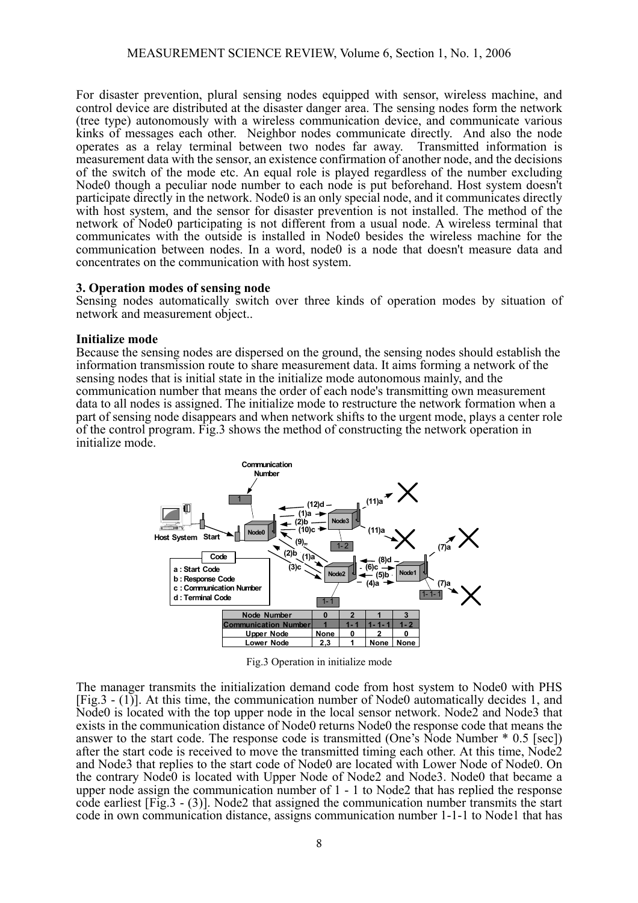For disaster prevention, plural sensing nodes equipped with sensor, wireless machine, and control device are distributed at the disaster danger area. The sensing nodes form the network (tree type) autonomously with a wireless communication device, and communicate various kinks of messages each other. Neighbor nodes communicate directly. And also the node operates as a relay terminal between two nodes far away. Transmitted information is measurement data with the sensor, an existence confirmation of another node, and the decisions of the switch of the mode etc. An equal role is played regardless of the number excluding Node0 though a peculiar node number to each node is put beforehand. Host system doesn't participate directly in the network. Node0 is an only special node, and it communicates directly with host system, and the sensor for disaster prevention is not installed. The method of the network of Node0 participating is not different from a usual node. A wireless terminal that communicates with the outside is installed in Node0 besides the wireless machine for the communication between nodes. In a word, node0 is a node that doesn't measure data and concentrates on the communication with host system.

### 3. Operation modes of sensing node

Sensing nodes automatically switch over three kinds of operation modes by situation of network and measurement object..

**Initialize mode**

Because the sensing nodes are dispersed on the ground, the sensing nodes should establish the information transmission route to share measurement data. It aims forming a network of the sensing nodes that is initial state in the initialize mode autonomous mainly, and the communication number that means the order of each node's transmitting own measurement data to all nodes is assigned. The initialize mode to restructure the network formation when a part of sensing node disappears and when network shifts to the urgent mode, plays a center role of the control program. Fig.3 shows the method of constructing the network operation in initialize mode.

| Node Number | 0 | 2 | 1 | 3 |
|---|---|---|---|---|
| Communication Number | 1 | 1 - 1 | 1 - 1 - 1 | 1 - 2 |
| Upper Node | None | 0 | 2 | 0 |
| Lower Node | 2,3 | 1 | None | None |

Fig.3 Operation in initialize mode

The manager transmits the initialization demand code from host system to Node0 with PHS [Fig.3 - (1)]. At this time, the communication number of Node0 automatically decides 1, and Node0 is located with the top upper node in the local sensor network. Node2 and Node3 that exists in the communication distance of Node0 returns Node0 the response code that means the answer to the start code. The response code is transmitted (One's Node Number * 0.5 [sec]) after the start code is received to move the transmitted timing each other. At this time, Node2 and Node3 that replies to the start code of Node0 are located with Lower Node of Node0. On the contrary Node0 is located with Upper Node of Node2 and Node3. Node0 that became a upper node assign the communication number of 1 - 1 to Node2 that has replied the response code earliest [Fig.3 - (3)]. Node2 that assigned the communication number transmits the start code in own communication distance, assigns communication number 1-1-1 to Node1 that has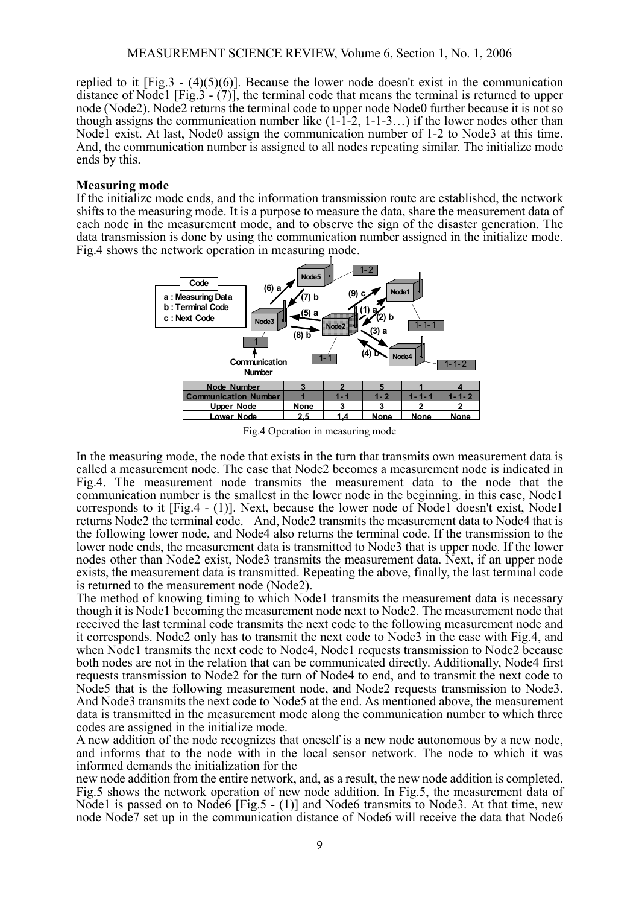replied to it [Fig.3 - (4)(5)(6)]. Because the lower node doesn't exist in the communication distance of Node1 [Fig.3 - (7)], the terminal code that means the terminal is returned to upper node (Node2). Node2 returns the terminal code to upper node Node0 further because it is not so though assigns the communication number like (1-1-2, 1-1-3…) if the lower nodes other than Node1 exist. At last, Node0 assign the communication number of 1-2 to Node3 at this time. And, the communication number is assigned to all nodes repeating similar. The initialize mode ends by this.

**Measuring mode**

If the initialize mode ends, and the information transmission route are established, the network shifts to the measuring mode. It is a purpose to measure the data, share the measurement data of each node in the measurement mode, and to observe the sign of the disaster generation. The data transmission is done by using the communication number assigned in the initialize mode. Fig.4 shows the network operation in measuring mode.

| Node Number | 3 | 2 | 5 | 1 | 4 |
|---|---|---|---|---|---|
| Communication Number | 1 | 1 - 1 | 1 - 2 | 1 - 1 - 1 | 1 - 1 - 2 |
| Upper Node | None | 3 | 3 | 2 | 2 |
| Lower Node | 2,5 | 1,4 | None | None | None |

Fig.4 Operation in measuring mode

In the measuring mode, the node that exists in the turn that transmits own measurement data is called a measurement node. The case that Node2 becomes a measurement node is indicated in Fig.4. The measurement node transmits the measurement data to the node that the communication number is the smallest in the lower node in the beginning. in this case, Node1 corresponds to it [Fig.4 - (1)]. Next, because the lower node of Node1 doesn't exist, Node1 returns Node2 the terminal code. And, Node2 transmits the measurement data to Node4 that is the following lower node, and Node4 also returns the terminal code. If the transmission to the lower node ends, the measurement data is transmitted to Node3 that is upper node. If the lower nodes other than Node2 exist, Node3 transmits the measurement data. Next, if an upper node exists, the measurement data is transmitted. Repeating the above, finally, the last terminal code is returned to the measurement node (Node2).

The method of knowing timing to which Node1 transmits the measurement data is necessary though it is Node1 becoming the measurement node next to Node2. The measurement node that received the last terminal code transmits the next code to the following measurement node and it corresponds. Node2 only has to transmit the next code to Node3 in the case with Fig.4, and when Node1 transmits the next code to Node4, Node1 requests transmission to Node2 because both nodes are not in the relation that can be communicated directly. Additionally, Node4 first requests transmission to Node2 for the turn of Node4 to end, and to transmit the next code to Node5 that is the following measurement node, and Node2 requests transmission to Node3. And Node3 transmits the next code to Node5 at the end. As mentioned above, the measurement data is transmitted in the measurement mode along the communication number to which three codes are assigned in the initialize mode.

A new addition of the node recognizes that oneself is a new node autonomous by a new node, and informs that to the node with in the local sensor network. The node to which it was informed demands the initialization for the new node addition from the entire network, and, as a result, the new node addition is completed. Fig.5 shows the network operation of new node addition. In Fig.5, the measurement data of Node1 is passed on to Node6 [Fig.5 - (1)] and Node6 transmits to Node3. At that time, new node Node7 set up in the communication distance of Node6 will receive the data that Node6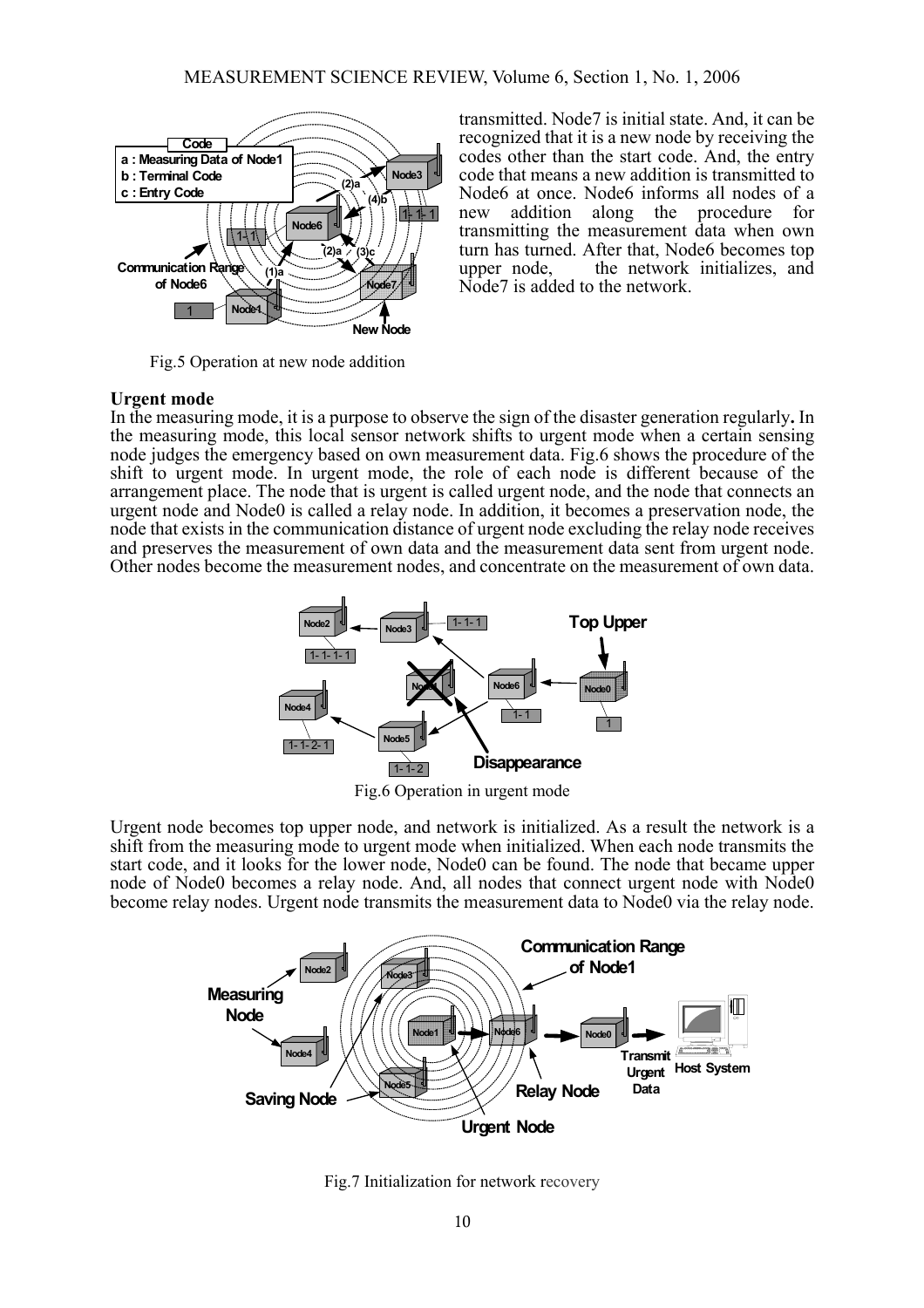transmitted. Node7 is initial state. And, it can be recognized that it is a new node by receiving the codes other than the start code. And, the entry code that means a new addition is transmitted to Node6 at once. Node6 informs all nodes of a new addition along the procedure for transmitting the measurement data when own turn has turned. After that, Node6 becomes top upper node, the network initializes, and Node7 is added to the network.

Fig.5 Operation at new node addition

**Urgent mode**

In the measuring mode, it is a purpose to observe the sign of the disaster generation regularly**.** In the measuring mode, this local sensor network shifts to urgent mode when a certain sensing node judges the emergency based on own measurement data. Fig.6 shows the procedure of the shift to urgent mode. In urgent mode, the role of each node is different because of the arrangement place. The node that is urgent is called urgent node, and the node that connects an urgent node and Node0 is called a relay node. In addition, it becomes a preservation node, the node that exists in the communication distance of urgent node excluding the relay node receives and preserves the measurement of own data and the measurement data sent from urgent node. Other nodes become the measurement nodes, and concentrate on the measurement of own data.

Fig.6 Operation in urgent mode

Urgent node becomes top upper node, and network is initialized. As a result the network is a shift from the measuring mode to urgent mode when initialized. When each node transmits the start code, and it looks for the lower node, Node0 can be found. The node that became upper node of Node0 becomes a relay node. And, all nodes that connect urgent node with Node0 become relay nodes. Urgent node transmits the measurement data to Node0 via the relay node.

Fig.7 Initialization for network recovery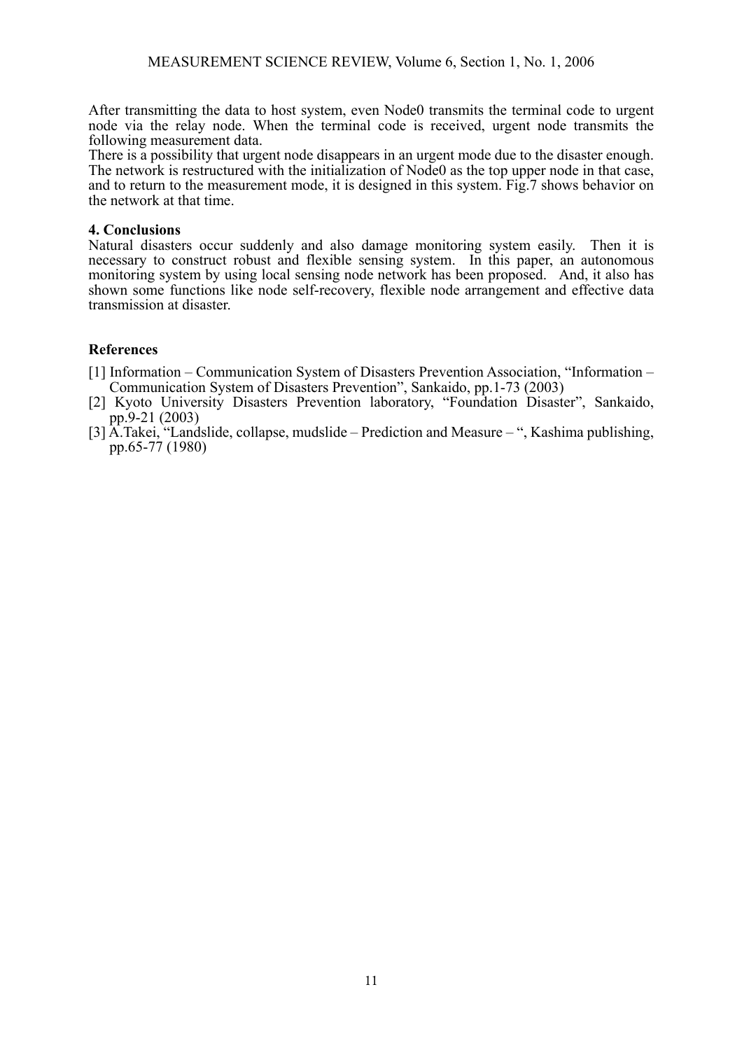After transmitting the data to host system, even Node0 transmits the terminal code to urgent node via the relay node. When the terminal code is received, urgent node transmits the following measurement data.

There is a possibility that urgent node disappears in an urgent mode due to the disaster enough. The network is restructured with the initialization of Node0 as the top upper node in that case, and to return to the measurement mode, it is designed in this system. Fig.7 shows behavior on the network at that time.

## 4. Conclusions

Natural disasters occur suddenly and also damage monitoring system easily. Then it is necessary to construct robust and flexible sensing system. In this paper, an autonomous monitoring system by using local sensing node network has been proposed. And, it also has shown some functions like node self-recovery, flexible node arrangement and effective data transmission at disaster.

## References

[1] Information – Communication System of Disasters Prevention Association, "Information – Communication System of Disasters Prevention", Sankaido, pp.1-73 (2003)

[2] Kyoto University Disasters Prevention laboratory, "Foundation Disaster", Sankaido, pp.9-21 (2003)

[3] A.Takei, "Landslide, collapse, mudslide – Prediction and Measure – ", Kashima publishing, pp.65-77 (1980)